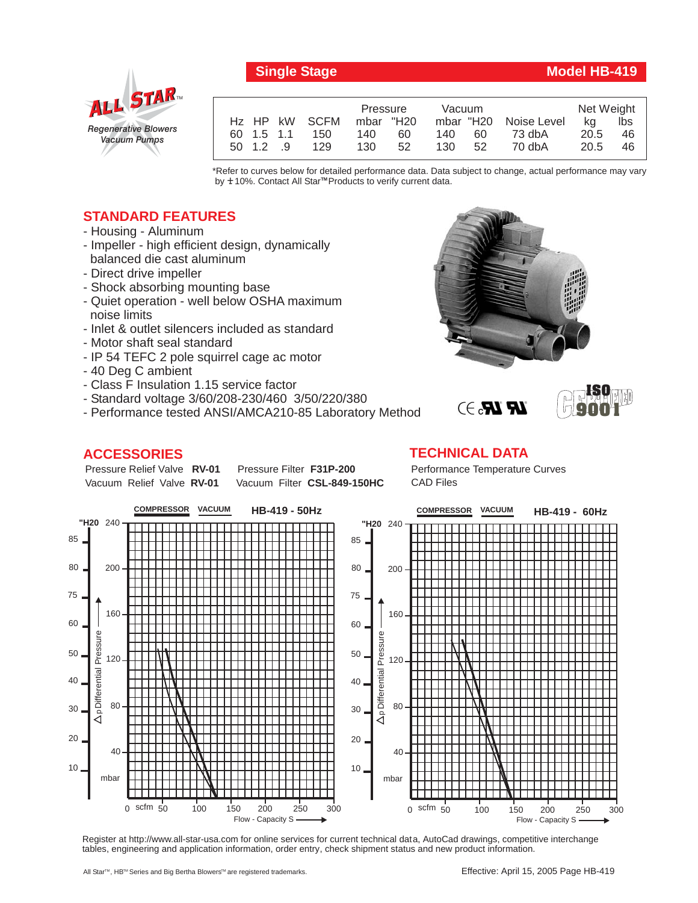# Single Stage — Model HB-419

**ALL STAR™** Regenerative Blowers Vacuum Pumps

| Hz | HP | kW | SCFM | Pressure mbar | Pressure "H20 | Vacuum mbar | Vacuum "H20 | Noise Level | Net Weight kg | Net Weight lbs |
|---|---|---|---|---|---|---|---|---|---|---|
| 60 | 1.5 | 1.1 | 150 | 140 | 60 | 140 | 60 | 73 dbA | 20.5 | 46 |
| 50 | 1.2 | .9 | 129 | 130 | 52 | 130 | 52 | 70 dbA | 20.5 | 46 |

*Refer to curves below for detailed performance data. Data subject to change, actual performance may vary by ± 10%. Contact All Star™ Products to verify current data.

## STANDARD FEATURES

- Housing - Aluminum
- Impeller - high efficient design, dynamically balanced die cast aluminum
- Direct drive impeller
- Shock absorbing mounting base
- Quiet operation - well below OSHA maximum noise limits
- Inlet & outlet silencers included as standard
- Motor shaft seal standard
- IP 54 TEFC 2 pole squirrel cage ac motor
- 40 Deg C ambient
- Class F Insulation 1.15 service factor
- Standard voltage 3/60/208-230/460 3/50/220/380
- Performance tested ANSI/AMCA210-85 Laboratory Method

## ACCESSORIES

Pressure Relief Valve **RV-01** Pressure Filter **F31P-200**
Vacuum Relief Valve **RV-01** Vacuum Filter **CSL-849-150HC**

## TECHNICAL DATA

Performance Temperature Curves
CAD Files

COMPRESSOR VACUUM **HB-419 - 50Hz**

COMPRESSOR VACUUM **HB-419 - 60Hz**

Δp Differential Pressure ("H20 / mbar) vs. Flow - Capacity S (scfm)

Register at http://www.all-star-usa.com for online services for current technical data, AutoCad drawings, competitive interchange tables, engineering and application information, order entry, check shipment status and new product information.

All Star™, HB™ Series and Big Bertha Blowers™ are registered trademarks.

Effective: April 15, 2005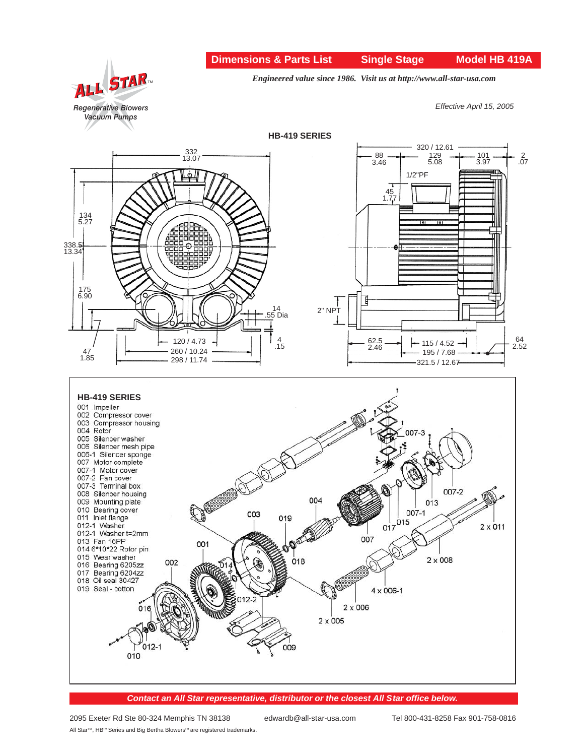# Dimensions & Parts List — Single Stage — Model HB 419A

*Engineered value since 1986. Visit us at http://www.all-star-usa.com*

ALL STAR™
Regenerative Blowers
Vacuum Pumps

*Effective April 15, 2005*

## HB-419 SERIES

332
13.07

134
5.27

338.5
13.34

175
6.90

47
1.85

120 / 4.73
260 / 10.24
298 / 11.74

14
.55 Dia

4
.15

320 / 12.61
88
3.46
129
5.08
101
3.97
2
.07

1/2"PF

45
1.77

2" NPT

62.5
2.46
115 / 4.52
195 / 7.68
321.5 / 12.67

64
2.52

## HB-419 SERIES

- 001 Impeller
- 002 Compressor cover
- 003 Compressor housing
- 004 Rotor
- 005 Silencer washer
- 006 Silencer mesh pipe
- 006-1 Silencer sponge
- 007 Motor complete
- 007-1 Motor cover
- 007-2 Fan cover
- 007-3 Terminal box
- 008 Silencer housing
- 009 Mounting plate
- 010 Bearing cover
- 011 Inlet flange
- 012-1 Washer
- 012-1 Washer t=2mm
- 013 Fan 16PP
- 014 6*10*22 Rotor pin
- 015 Wear washer
- 016 Bearing 6205zz
- 017 Bearing 6204zz
- 018 Oil seal 30427
- 019 Seal - cotton

007-3
007-2
013
004
007-1
2 x 011
003
019
017
015
007
001
018
2 x 008
002
014
016
012-2
4 x 006-1
2 x 006
2 x 005
012-1
010
009

***Contact an All Star representative, distributor or the closest All Star office below.***

2095 Exeter Rd Ste 80-324 Memphis TN 38138 — edwardb@all-star-usa.com — Tel 800-431-8258 Fax 901-758-0816

All Star™, HB™ Series and Big Bertha Blowers™ are registered trademarks.